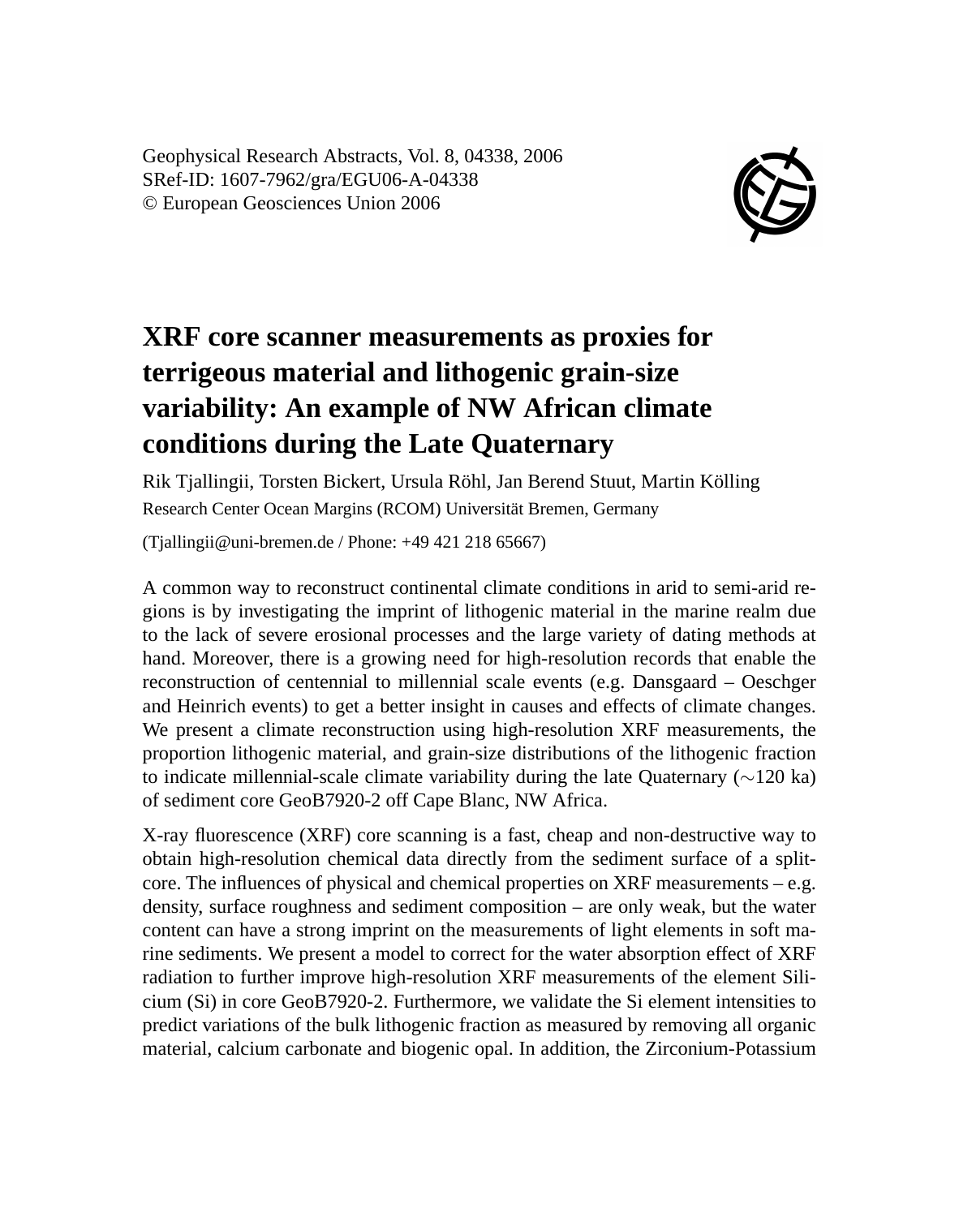Geophysical Research Abstracts, Vol. 8, 04338, 2006
SRef-ID: 1607-7962/gra/EGU06-A-04338
© European Geosciences Union 2006

# XRF core scanner measurements as proxies for terrigeous material and lithogenic grain-size variability: An example of NW African climate conditions during the Late Quaternary

Rik Tjallingii, Torsten Bickert, Ursula Röhl, Jan Berend Stuut, Martin Kölling

Research Center Ocean Margins (RCOM) Universität Bremen, Germany

(Tjallingii@uni-bremen.de / Phone: +49 421 218 65667)

A common way to reconstruct continental climate conditions in arid to semi-arid regions is by investigating the imprint of lithogenic material in the marine realm due to the lack of severe erosional processes and the large variety of dating methods at hand. Moreover, there is a growing need for high-resolution records that enable the reconstruction of centennial to millennial scale events (e.g. Dansgaard – Oeschger and Heinrich events) to get a better insight in causes and effects of climate changes. We present a climate reconstruction using high-resolution XRF measurements, the proportion lithogenic material, and grain-size distributions of the lithogenic fraction to indicate millennial-scale climate variability during the late Quaternary ($\sim$120 ka) of sediment core GeoB7920-2 off Cape Blanc, NW Africa.

X-ray fluorescence (XRF) core scanning is a fast, cheap and non-destructive way to obtain high-resolution chemical data directly from the sediment surface of a split-core. The influences of physical and chemical properties on XRF measurements – e.g. density, surface roughness and sediment composition – are only weak, but the water content can have a strong imprint on the measurements of light elements in soft marine sediments. We present a model to correct for the water absorption effect of XRF radiation to further improve high-resolution XRF measurements of the element Silicium (Si) in core GeoB7920-2. Furthermore, we validate the Si element intensities to predict variations of the bulk lithogenic fraction as measured by removing all organic material, calcium carbonate and biogenic opal. In addition, the Zirconium-Potassium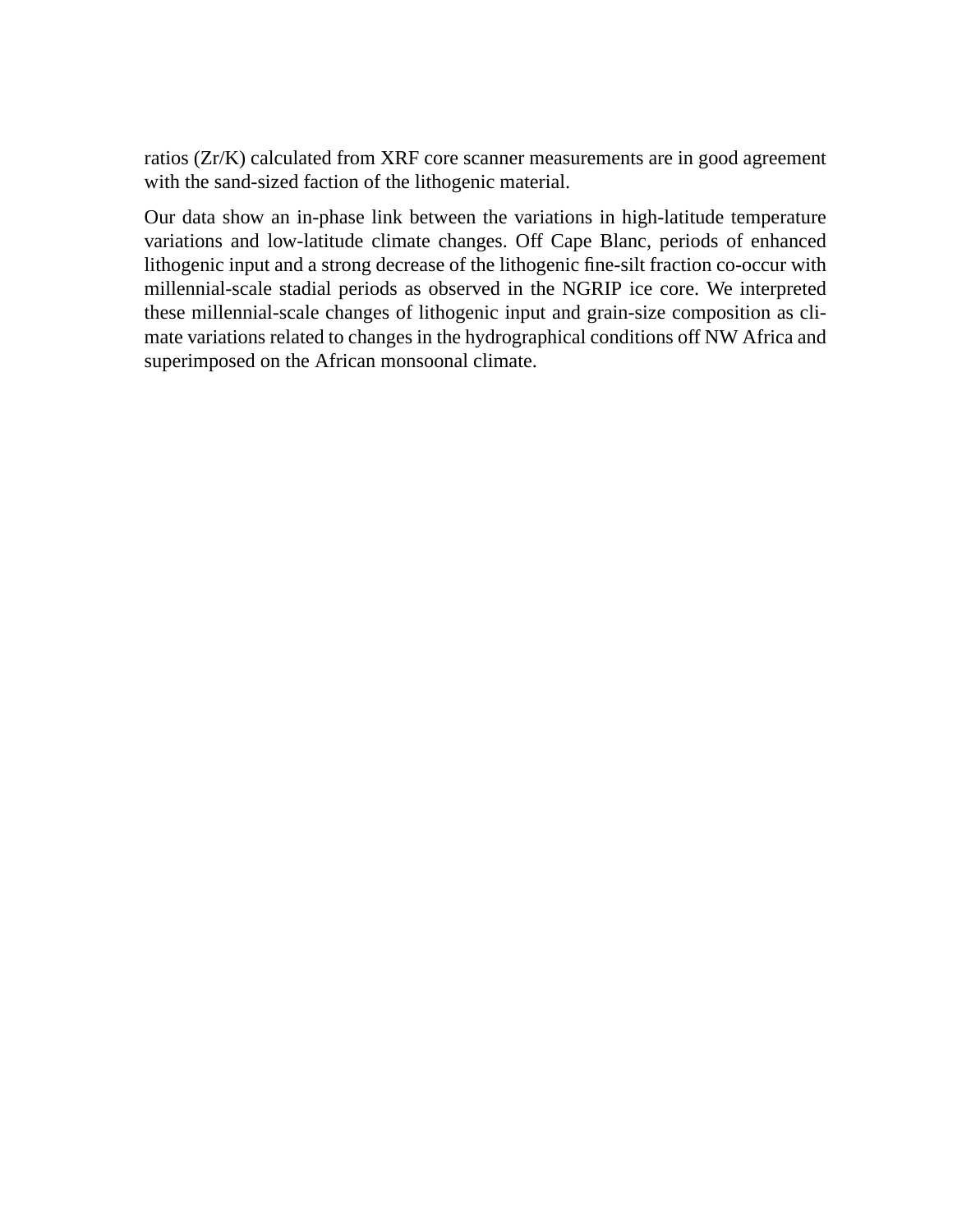ratios (Zr/K) calculated from XRF core scanner measurements are in good agreement with the sand-sized faction of the lithogenic material.

Our data show an in-phase link between the variations in high-latitude temperature variations and low-latitude climate changes. Off Cape Blanc, periods of enhanced lithogenic input and a strong decrease of the lithogenic fine-silt fraction co-occur with millennial-scale stadial periods as observed in the NGRIP ice core. We interpreted these millennial-scale changes of lithogenic input and grain-size composition as climate variations related to changes in the hydrographical conditions off NW Africa and superimposed on the African monsoonal climate.